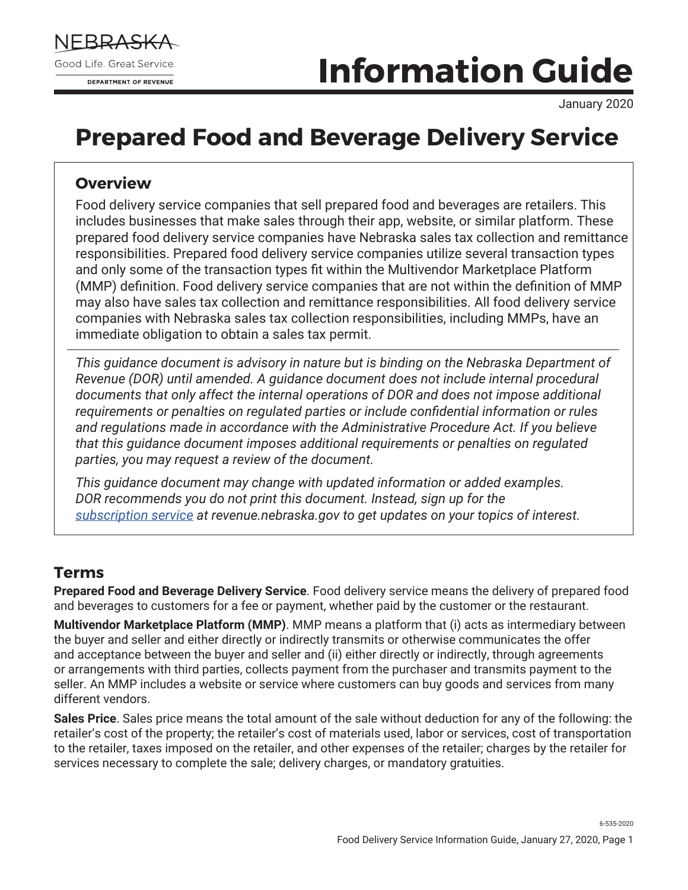NEBRASKA

Good Life. Great Service.

DEPARTMENT OF REVENUE

# Information Guide

January 2020

# Prepared Food and Beverage Delivery Service

## Overview

Food delivery service companies that sell prepared food and beverages are retailers. This includes businesses that make sales through their app, website, or similar platform. These prepared food delivery service companies have Nebraska sales tax collection and remittance responsibilities. Prepared food delivery service companies utilize several transaction types and only some of the transaction types fit within the Multivendor Marketplace Platform (MMP) definition. Food delivery service companies that are not within the definition of MMP may also have sales tax collection and remittance responsibilities. All food delivery service companies with Nebraska sales tax collection responsibilities, including MMPs, have an immediate obligation to obtain a sales tax permit.

*This guidance document is advisory in nature but is binding on the Nebraska Department of Revenue (DOR) until amended. A guidance document does not include internal procedural documents that only affect the internal operations of DOR and does not impose additional requirements or penalties on regulated parties or include confidential information or rules and regulations made in accordance with the Administrative Procedure Act. If you believe that this guidance document imposes additional requirements or penalties on regulated parties, you may request a review of the document.*

*This guidance document may change with updated information or added examples. DOR recommends you do not print this document. Instead, sign up for the subscription service at revenue.nebraska.gov to get updates on your topics of interest.*

## Terms

**Prepared Food and Beverage Delivery Service**. Food delivery service means the delivery of prepared food and beverages to customers for a fee or payment, whether paid by the customer or the restaurant.

**Multivendor Marketplace Platform (MMP)**. MMP means a platform that (i) acts as intermediary between the buyer and seller and either directly or indirectly transmits or otherwise communicates the offer and acceptance between the buyer and seller and (ii) either directly or indirectly, through agreements or arrangements with third parties, collects payment from the purchaser and transmits payment to the seller. An MMP includes a website or service where customers can buy goods and services from many different vendors.

**Sales Price**. Sales price means the total amount of the sale without deduction for any of the following: the retailer's cost of the property; the retailer's cost of materials used, labor or services, cost of transportation to the retailer, taxes imposed on the retailer, and other expenses of the retailer; charges by the retailer for services necessary to complete the sale; delivery charges, or mandatory gratuities.

6-535-2020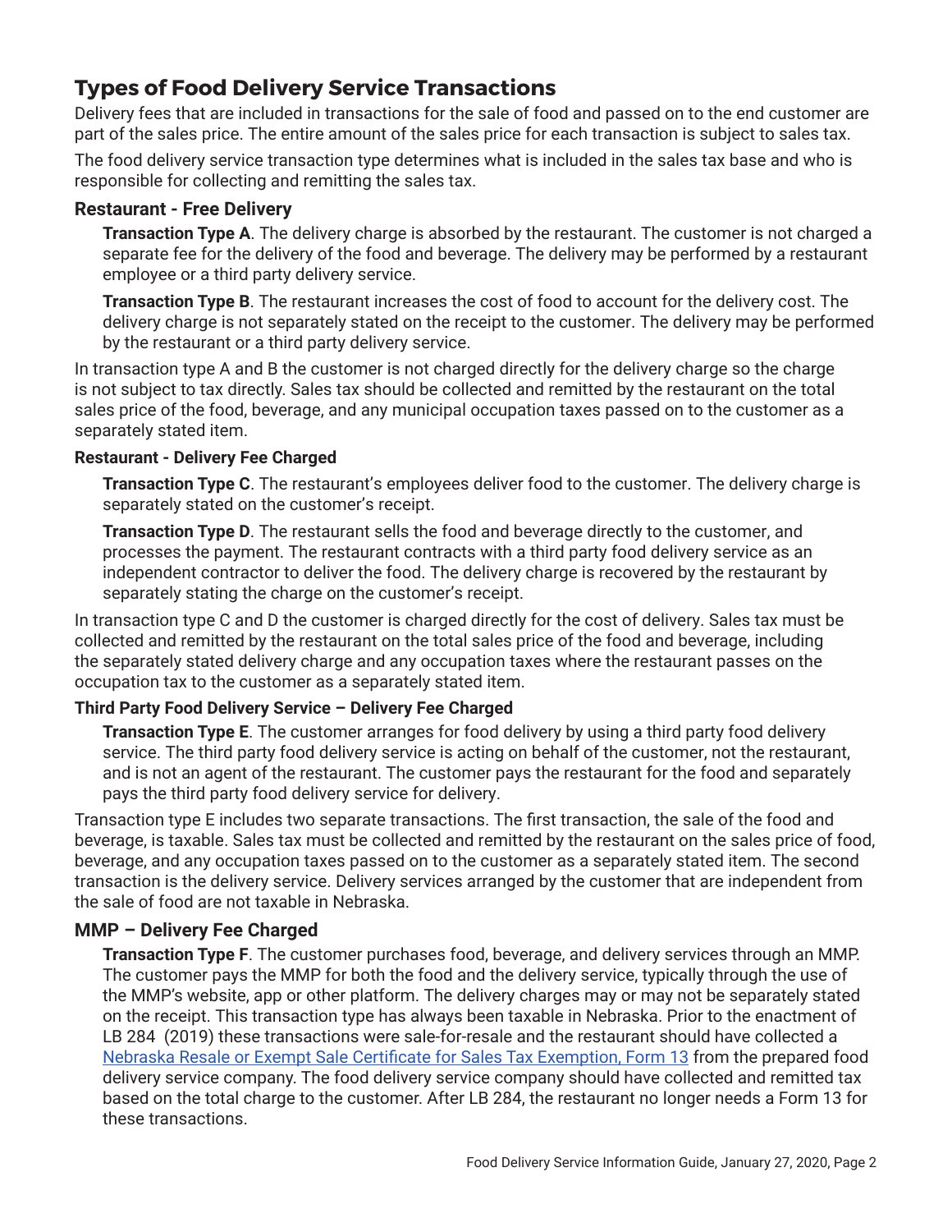## Types of Food Delivery Service Transactions

Delivery fees that are included in transactions for the sale of food and passed on to the end customer are part of the sales price. The entire amount of the sales price for each transaction is subject to sales tax.

The food delivery service transaction type determines what is included in the sales tax base and who is responsible for collecting and remitting the sales tax.

### Restaurant - Free Delivery

**Transaction Type A**. The delivery charge is absorbed by the restaurant. The customer is not charged a separate fee for the delivery of the food and beverage. The delivery may be performed by a restaurant employee or a third party delivery service.

**Transaction Type B**. The restaurant increases the cost of food to account for the delivery cost. The delivery charge is not separately stated on the receipt to the customer. The delivery may be performed by the restaurant or a third party delivery service.

In transaction type A and B the customer is not charged directly for the delivery charge so the charge is not subject to tax directly. Sales tax should be collected and remitted by the restaurant on the total sales price of the food, beverage, and any municipal occupation taxes passed on to the customer as a separately stated item.

#### Restaurant - Delivery Fee Charged

**Transaction Type C**. The restaurant's employees deliver food to the customer. The delivery charge is separately stated on the customer's receipt.

**Transaction Type D**. The restaurant sells the food and beverage directly to the customer, and processes the payment. The restaurant contracts with a third party food delivery service as an independent contractor to deliver the food. The delivery charge is recovered by the restaurant by separately stating the charge on the customer's receipt.

In transaction type C and D the customer is charged directly for the cost of delivery. Sales tax must be collected and remitted by the restaurant on the total sales price of the food and beverage, including the separately stated delivery charge and any occupation taxes where the restaurant passes on the occupation tax to the customer as a separately stated item.

#### Third Party Food Delivery Service – Delivery Fee Charged

**Transaction Type E**. The customer arranges for food delivery by using a third party food delivery service. The third party food delivery service is acting on behalf of the customer, not the restaurant, and is not an agent of the restaurant. The customer pays the restaurant for the food and separately pays the third party food delivery service for delivery.

Transaction type E includes two separate transactions. The first transaction, the sale of the food and beverage, is taxable. Sales tax must be collected and remitted by the restaurant on the sales price of food, beverage, and any occupation taxes passed on to the customer as a separately stated item. The second transaction is the delivery service. Delivery services arranged by the customer that are independent from the sale of food are not taxable in Nebraska.

### MMP – Delivery Fee Charged

**Transaction Type F**. The customer purchases food, beverage, and delivery services through an MMP. The customer pays the MMP for both the food and the delivery service, typically through the use of the MMP's website, app or other platform. The delivery charges may or may not be separately stated on the receipt. This transaction type has always been taxable in Nebraska. Prior to the enactment of LB 284 (2019) these transactions were sale-for-resale and the restaurant should have collected a Nebraska Resale or Exempt Sale Certificate for Sales Tax Exemption, Form 13 from the prepared food delivery service company. The food delivery service company should have collected and remitted tax based on the total charge to the customer. After LB 284, the restaurant no longer needs a Form 13 for these transactions.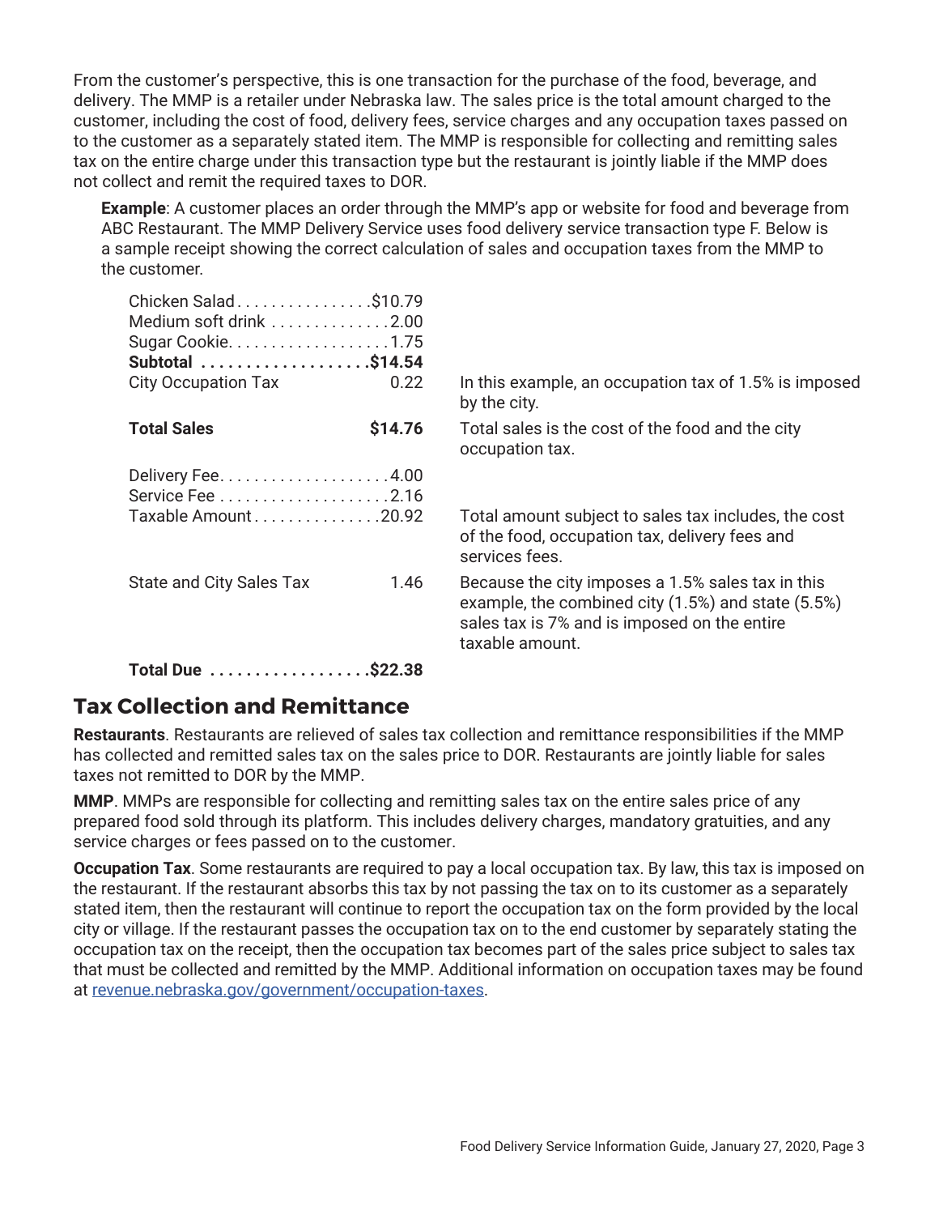From the customer's perspective, this is one transaction for the purchase of the food, beverage, and delivery. The MMP is a retailer under Nebraska law. The sales price is the total amount charged to the customer, including the cost of food, delivery fees, service charges and any occupation taxes passed on to the customer as a separately stated item. The MMP is responsible for collecting and remitting sales tax on the entire charge under this transaction type but the restaurant is jointly liable if the MMP does not collect and remit the required taxes to DOR.

**Example**: A customer places an order through the MMP's app or website for food and beverage from ABC Restaurant. The MMP Delivery Service uses food delivery service transaction type F. Below is a sample receipt showing the correct calculation of sales and occupation taxes from the MMP to the customer.

| | | |
|---|---|---|
| Chicken Salad | $10.79 | |
| Medium soft drink | 2.00 | |
| Sugar Cookie | 1.75 | |
| **Subtotal** | **$14.54** | |
| City Occupation Tax | 0.22 | In this example, an occupation tax of 1.5% is imposed by the city. |
| **Total Sales** | **$14.76** | Total sales is the cost of the food and the city occupation tax. |
| Delivery Fee | 4.00 | |
| Service Fee | 2.16 | |
| Taxable Amount | 20.92 | Total amount subject to sales tax includes, the cost of the food, occupation tax, delivery fees and services fees. |
| State and City Sales Tax | 1.46 | Because the city imposes a 1.5% sales tax in this example, the combined city (1.5%) and state (5.5%) sales tax is 7% and is imposed on the entire taxable amount. |
| **Total Due** | **$22.38** | |

## Tax Collection and Remittance

**Restaurants**. Restaurants are relieved of sales tax collection and remittance responsibilities if the MMP has collected and remitted sales tax on the sales price to DOR. Restaurants are jointly liable for sales taxes not remitted to DOR by the MMP.

**MMP**. MMPs are responsible for collecting and remitting sales tax on the entire sales price of any prepared food sold through its platform. This includes delivery charges, mandatory gratuities, and any service charges or fees passed on to the customer.

**Occupation Tax**. Some restaurants are required to pay a local occupation tax. By law, this tax is imposed on the restaurant. If the restaurant absorbs this tax by not passing the tax on to its customer as a separately stated item, then the restaurant will continue to report the occupation tax on the form provided by the local city or village. If the restaurant passes the occupation tax on to the end customer by separately stating the occupation tax on the receipt, then the occupation tax becomes part of the sales price subject to sales tax that must be collected and remitted by the MMP. Additional information on occupation taxes may be found at [revenue.nebraska.gov/government/occupation-taxes](revenue.nebraska.gov/government/occupation-taxes).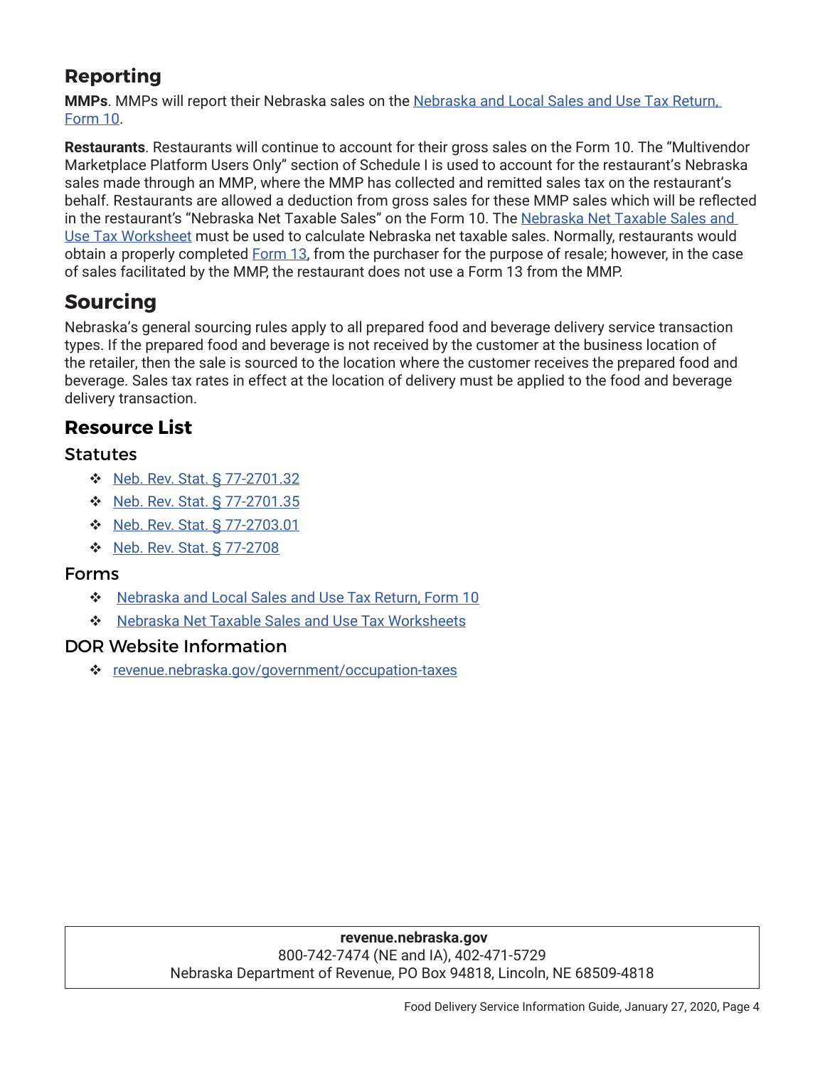## Reporting

**MMPs**. MMPs will report their Nebraska sales on the Nebraska and Local Sales and Use Tax Return, Form 10.

**Restaurants**. Restaurants will continue to account for their gross sales on the Form 10. The "Multivendor Marketplace Platform Users Only" section of Schedule I is used to account for the restaurant's Nebraska sales made through an MMP, where the MMP has collected and remitted sales tax on the restaurant's behalf. Restaurants are allowed a deduction from gross sales for these MMP sales which will be reflected in the restaurant's "Nebraska Net Taxable Sales" on the Form 10. The Nebraska Net Taxable Sales and Use Tax Worksheet must be used to calculate Nebraska net taxable sales. Normally, restaurants would obtain a properly completed Form 13, from the purchaser for the purpose of resale; however, in the case of sales facilitated by the MMP, the restaurant does not use a Form 13 from the MMP.

## Sourcing

Nebraska's general sourcing rules apply to all prepared food and beverage delivery service transaction types. If the prepared food and beverage is not received by the customer at the business location of the retailer, then the sale is sourced to the location where the customer receives the prepared food and beverage. Sales tax rates in effect at the location of delivery must be applied to the food and beverage delivery transaction.

## Resource List

### Statutes

- Neb. Rev. Stat. § 77-2701.32
- Neb. Rev. Stat. § 77-2701.35
- Neb. Rev. Stat. § 77-2703.01
- Neb. Rev. Stat. § 77-2708

### Forms

- Nebraska and Local Sales and Use Tax Return, Form 10
- Nebraska Net Taxable Sales and Use Tax Worksheets

### DOR Website Information

- revenue.nebraska.gov/government/occupation-taxes

**revenue.nebraska.gov**
800-742-7474 (NE and IA), 402-471-5729
Nebraska Department of Revenue, PO Box 94818, Lincoln, NE 68509-4818